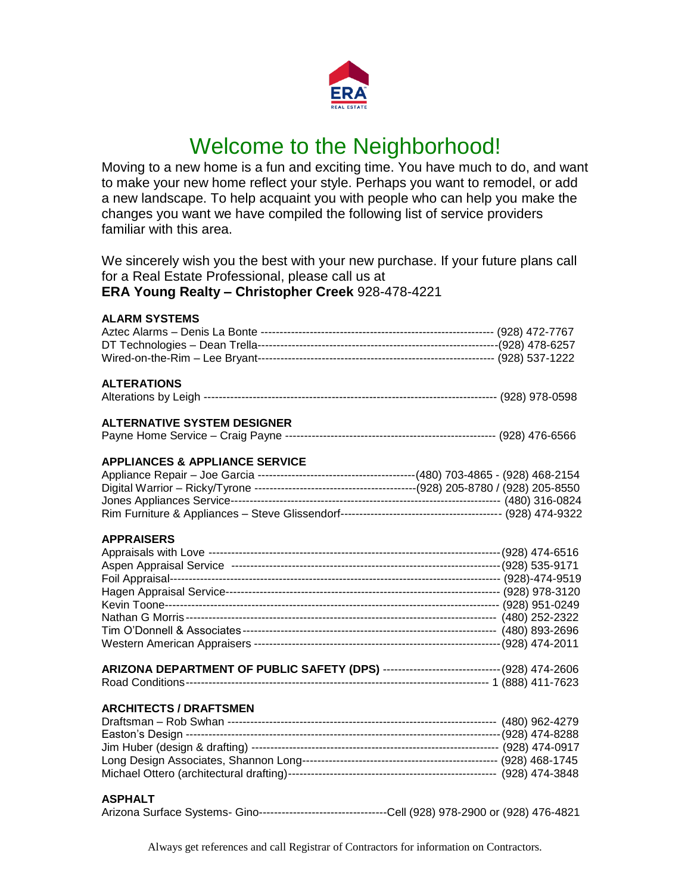# Welcome to the Neighborhood!

Moving to a new home is a fun and exciting time. You have much to do, and want to make your new home reflect your style. Perhaps you want to remodel, or add a new landscape. To help acquaint you with people who can help you make the changes you want we have compiled the following list of service providers familiar with this area.

We sincerely wish you the best with your new purchase. If your future plans call for a Real Estate Professional, please call us at
**ERA Young Realty – Christopher Creek** 928-478-4221

### ALARM SYSTEMS

Aztec Alarms – Denis La Bonte ---------------------------------------------------------------- (928) 472-7767
DT Technologies – Dean Trella----------------------------------------------------------------(928) 478-6257
Wired-on-the-Rim – Lee Bryant--------------------------------------------------------------- (928) 537-1222

### ALTERATIONS

Alterations by Leigh ------------------------------------------------------------------------------- (928) 978-0598

### ALTERNATIVE SYSTEM DESIGNER

Payne Home Service – Craig Payne -------------------------------------------------------- (928) 476-6566

### APPLIANCES & APPLIANCE SERVICE

Appliance Repair – Joe Garcia ------------------------------------------(480) 703-4865 - (928) 468-2154
Digital Warrior – Ricky/Tyrone -------------------------------------------(928) 205-8780 / (928) 205-8550
Jones Appliances Service------------------------------------------------------------------------ (480) 316-0824
Rim Furniture & Appliances – Steve Glissendorf------------------------------------------- (928) 474-9322

### APPRAISERS

Appraisals with Love ------------------------------------------------------------------------------(928) 474-6516
Aspen Appraisal Service -------------------------------------------------------------------------(928) 535-9171
Foil Appraisal-------------------------------------------------------------------------------------- (928)-474-9519
Hagen Appraisal Service------------------------------------------------------------------------- (928) 978-3120
Kevin Toone---------------------------------------------------------------------------------------- (928) 951-0249
Nathan G Morris---------------------------------------------------------------------------------- (480) 252-2322
Tim O'Donnell & Associates------------------------------------------------------------------- (480) 893-2696
Western American Appraisers ------------------------------------------------------------------(928) 474-2011

**ARIZONA DEPARTMENT OF PUBLIC SAFETY (DPS)** -------------------------------(928) 474-2606
Road Conditions--------------------------------------------------------------------------------- 1 (888) 411-7623

### ARCHITECTS / DRAFTSMEN

Draftsman – Rob Swhan ------------------------------------------------------------------------- (480) 962-4279
Easton's Design -----------------------------------------------------------------------------------(928) 474-8288
Jim Huber (design & drafting) ------------------------------------------------------------------ (928) 474-0917
Long Design Associates, Shannon Long---------------------------------------------------- (928) 468-1745
Michael Ottero (architectural drafting)-------------------------------------------------------- (928) 474-3848

### ASPHALT

Arizona Surface Systems- Gino----------------------------------Cell (928) 978-2900 or (928) 476-4821

Always get references and call Registrar of Contractors for information on Contractors.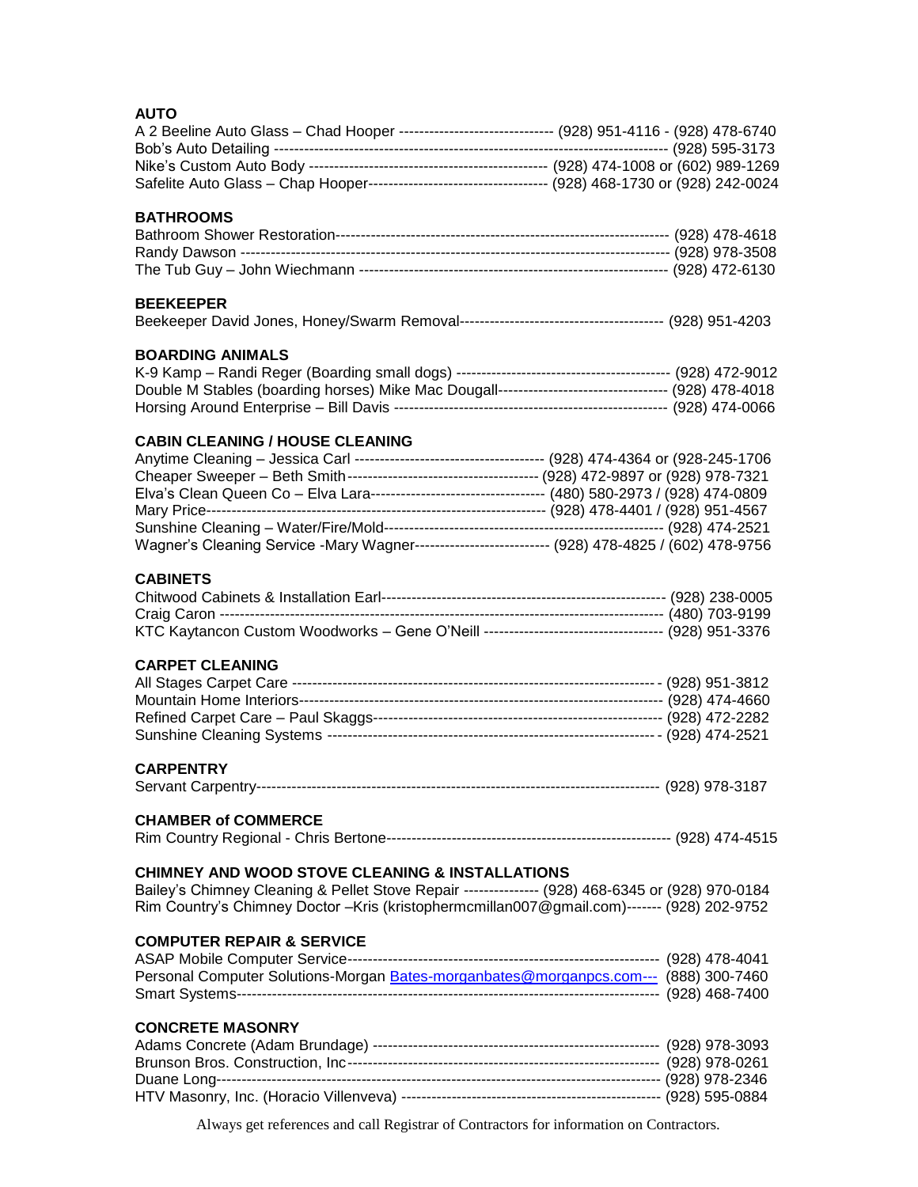## AUTO

A 2 Beeline Auto Glass – Chad Hooper ------------------------------- (928) 951-4116 - (928) 478-6740
Bob's Auto Detailing ------------------------------------------------------------------------------ (928) 595-3173
Nike's Custom Auto Body ----------------------------------------------- (928) 474-1008 or (602) 989-1269
Safelite Auto Glass – Chap Hooper----------------------------------- (928) 468-1730 or (928) 242-0024

## BATHROOMS

Bathroom Shower Restoration------------------------------------------------------------------ (928) 478-4618
Randy Dawson ------------------------------------------------------------------------------------ (928) 978-3508
The Tub Guy – John Wiechmann ------------------------------------------------------------- (928) 472-6130

## BEEKEEPER

Beekeeper David Jones, Honey/Swarm Removal----------------------------------------- (928) 951-4203

## BOARDING ANIMALS

K-9 Kamp – Randi Reger (Boarding small dogs) ------------------------------------------- (928) 472-9012
Double M Stables (boarding horses) Mike Mac Dougall--------------------------------- (928) 478-4018
Horsing Around Enterprise – Bill Davis ------------------------------------------------------ (928) 474-0066

## CABIN CLEANING / HOUSE CLEANING

Anytime Cleaning – Jessica Carl ------------------------------------- (928) 474-4364 or (928-245-1706
Cheaper Sweeper – Beth Smith-------------------------------------- (928) 472-9897 or (928) 978-7321
Elva's Clean Queen Co – Elva Lara---------------------------------- (480) 580-2973 / (928) 474-0809
Mary Price------------------------------------------------------------------- (928) 478-4401 / (928) 951-4567
Sunshine Cleaning – Water/Fire/Mold-------------------------------------------------------- (928) 474-2521
Wagner's Cleaning Service -Mary Wagner--------------------------- (928) 478-4825 / (602) 478-9756

## CABINETS

Chitwood Cabinets & Installation Earl--------------------------------------------------------- (928) 238-0005
Craig Caron ---------------------------------------------------------------------------------------- (480) 703-9199
KTC Kaytancon Custom Woodworks – Gene O'Neill ------------------------------------ (928) 951-3376

## CARPET CLEANING

All Stages Carpet Care ------------------------------------------------------------------------- (928) 951-3812
Mountain Home Interiors----------------------------------------------------------------------- (928) 474-4660
Refined Carpet Care – Paul Skaggs---------------------------------------------------------- (928) 472-2282
Sunshine Cleaning Systems ------------------------------------------------------------------- (928) 474-2521

## CARPENTRY

Servant Carpentry----------------------------------------------------------------------------- (928) 978-3187

## CHAMBER of COMMERCE

Rim Country Regional - Chris Bertone-------------------------------------------------------- (928) 474-4515

## CHIMNEY AND WOOD STOVE CLEANING & INSTALLATIONS

Bailey's Chimney Cleaning & Pellet Stove Repair --------------- (928) 468-6345 or (928) 970-0184
Rim Country's Chimney Doctor –Kris (kristophermcmillan007@gmail.com)------- (928) 202-9752

## COMPUTER REPAIR & SERVICE

ASAP Mobile Computer Service-------------------------------------------------------------- (928) 478-4041
Personal Computer Solutions-Morgan Bates-morganbates@morganpcs.com--- (888) 300-7460
Smart Systems---------------------------------------------------------------------------------- (928) 468-7400

## CONCRETE MASONRY

Adams Concrete (Adam Brundage) ---------------------------------------------------------- (928) 978-3093
Brunson Bros. Construction, Inc---------------------------------------------------------------- (928) 978-0261
Duane Long----------------------------------------------------------------------------------------- (928) 978-2346
HTV Masonry, Inc. (Horacio Villenveva) ----------------------------------------------------- (928) 595-0884

Always get references and call Registrar of Contractors for information on Contractors.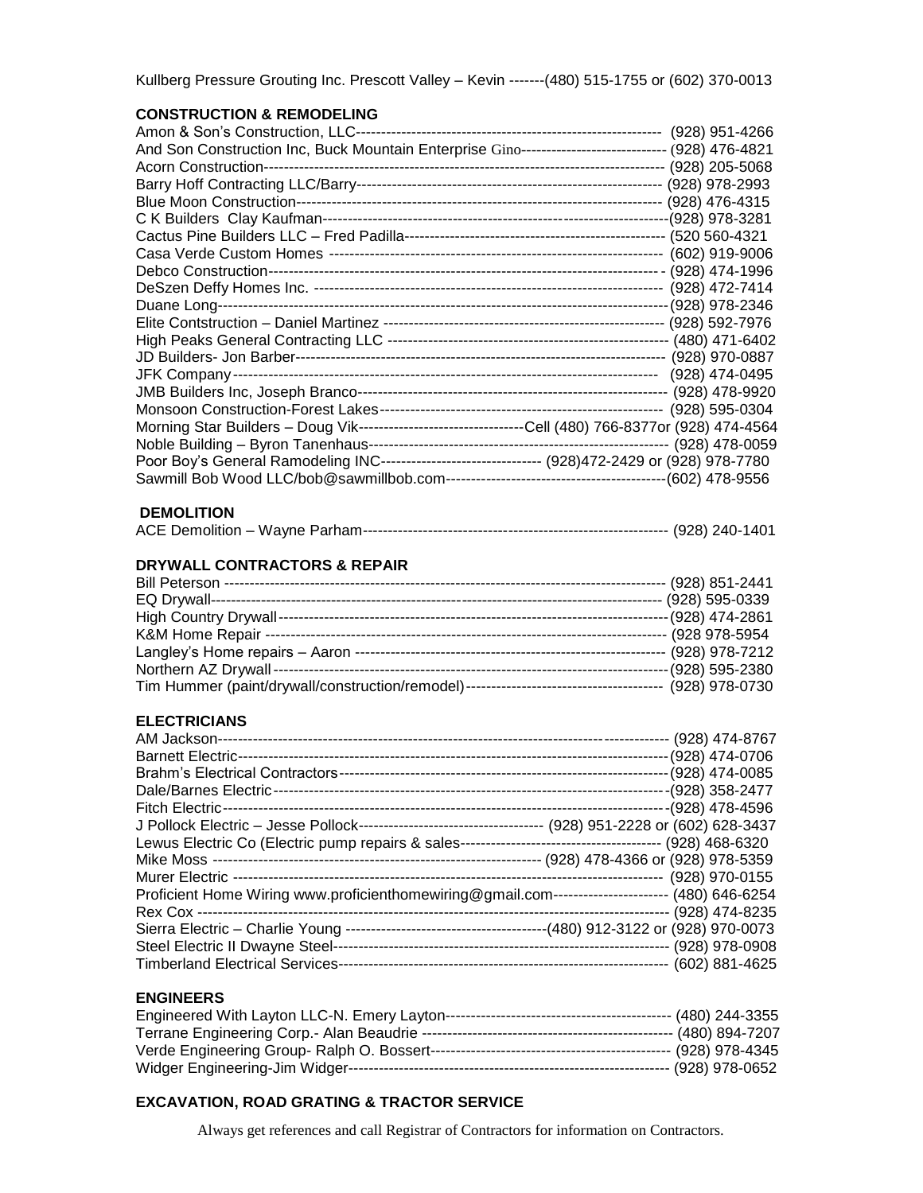Kullberg Pressure Grouting Inc. Prescott Valley – Kevin -------(480) 515-1755 or (602) 370-0013

## CONSTRUCTION & REMODELING

Amon & Son's Construction, LLC------------------------------------------------------------- (928) 951-4266
And Son Construction Inc, Buck Mountain Enterprise Gino----------------------------- (928) 476-4821
Acorn Construction------------------------------------------------------------------------------ (928) 205-5068
Barry Hoff Contracting LLC/Barry------------------------------------------------------------ (928) 978-2993
Blue Moon Construction----------------------------------------------------------------------- (928) 476-4315
C K Builders Clay Kaufman-------------------------------------------------------------------(928) 978-3281
Cactus Pine Builders LLC – Fred Padilla--------------------------------------------------- (520 560-4321
Casa Verde Custom Homes ------------------------------------------------------------------ (602) 919-9006
Debco Construction---------------------------------------------------------------------------- - (928) 474-1996
DeSzen Deffy Homes Inc. --------------------------------------------------------------------- (928) 472-7414
Duane Long--------------------------------------------------------------------------------------(928) 978-2346
Elite Contstruction – Daniel Martinez ------------------------------------------------------- (928) 592-7976
High Peaks General Contracting LLC ------------------------------------------------------- (480) 471-6402
JD Builders- Jon Barber------------------------------------------------------------------------ (928) 970-0887
JFK Company---------------------------------------------------------------------------------- (928) 474-0495
JMB Builders Inc, Joseph Branco------------------------------------------------------------- (928) 478-9920
Monsoon Construction-Forest Lakes-------------------------------------------------------- (928) 595-0304
Morning Star Builders – Doug Vik--------------------------------Cell (480) 766-8377or (928) 474-4564
Noble Building – Byron Tanenhaus------------------------------------------------------------ (928) 478-0059
Poor Boy's General Ramodeling INC-------------------------------- (928)472-2429 or (928) 978-7780
Sawmill Bob Wood LLC/bob@sawmillbob.com--------------------------------------------(602) 478-9556

## DEMOLITION

ACE Demolition – Wayne Parham------------------------------------------------------------ (928) 240-1401

## DRYWALL CONTRACTORS & REPAIR

Bill Peterson ------------------------------------------------------------------------------------- (928) 851-2441
EQ Drywall--------------------------------------------------------------------------------------- (928) 595-0339
High Country Drywall---------------------------------------------------------------------------(928) 474-2861
K&M Home Repair ----------------------------------------------------------------------------- (928 978-5954
Langley's Home repairs – Aaron ------------------------------------------------------------- (928) 978-7212
Northern AZ Drywall----------------------------------------------------------------------------(928) 595-2380
Tim Hummer (paint/drywall/construction/remodel)--------------------------------------- (928) 978-0730

## ELECTRICIANS

AM Jackson-------------------------------------------------------------------------------------- (928) 474-8767
Barnett Electric----------------------------------------------------------------------------------(928) 474-0706
Brahm's Electrical Contractors----------------------------------------------------------------(928) 474-0085
Dale/Barnes Electric----------------------------------------------------------------------------(928) 358-2477
Fitch Electric--------------------------------------------------------------------------------------(928) 478-4596
J Pollock Electric – Jesse Pollock------------------------------------ (928) 951-2228 or (602) 628-3437
Lewus Electric Co (Electric pump repairs & sales--------------------------------------- (928) 468-6320
Mike Moss ---------------------------------------------------------------- (928) 478-4366 or (928) 978-5359
Murer Electric ----------------------------------------------------------------------------------- (928) 970-0155
Proficient Home Wiring www.proficienthomewiring@gmail.com----------------------- (480) 646-6254
Rex Cox ------------------------------------------------------------------------------------------ (928) 474-8235
Sierra Electric – Charlie Young ---------------------------------------(480) 912-3122 or (928) 970-0073
Steel Electric II Dwayne Steel------------------------------------------------------------------ (928) 978-0908
Timberland Electrical Services----------------------------------------------------------------- (602) 881-4625

## ENGINEERS

Engineered With Layton LLC-N. Emery Layton--------------------------------------------- (480) 244-3355
Terrane Engineering Corp.- Alan Beaudrie -------------------------------------------------- (480) 894-7207
Verde Engineering Group- Ralph O. Bossert------------------------------------------------ (928) 978-4345
Widger Engineering-Jim Widger---------------------------------------------------------------- (928) 978-0652

## EXCAVATION, ROAD GRATING & TRACTOR SERVICE

Always get references and call Registrar of Contractors for information on Contractors.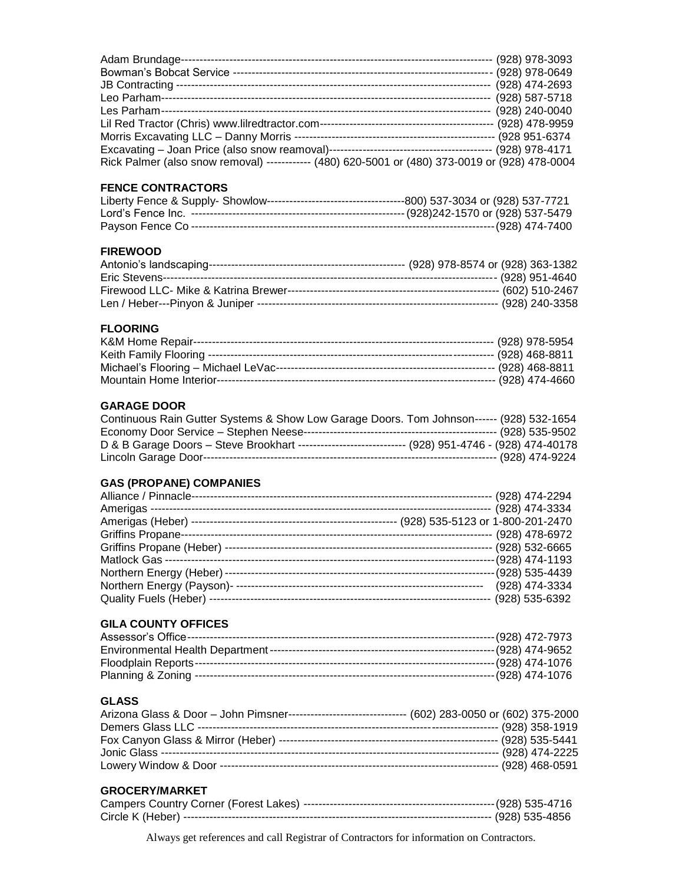Adam Brundage------------------------------------------------------------------------------------ (928) 978-3093
Bowman's Bobcat Service ---------------------------------------------------------------------- (928) 978-0649
JB Contracting -------------------------------------------------------------------------------------- (928) 474-2693
Leo Parham------------------------------------------------------------------------------------------ (928) 587-5718
Les Parham------------------------------------------------------------------------------------------ (928) 240-0040
Lil Red Tractor (Chris) www.lilredtractor.com---------------------------------------------- (928) 478-9959
Morris Excavating LLC – Danny Morris ------------------------------------------------------ (928 951-6374
Excavating – Joan Price (also snow reamoval)-------------------------------------------- (928) 978-4171
Rick Palmer (also snow removal) ------------ (480) 620-5001 or (480) 373-0019 or (928) 478-0004

**FENCE CONTRACTORS**

Liberty Fence & Supply- Showlow------------------------------------800) 537-3034 or (928) 537-7721
Lord's Fence Inc. ---------------------------------------------------------(928)242-1570 or (928) 537-5479
Payson Fence Co ----------------------------------------------------------------------------------(928) 474-7400

**FIREWOOD**

Antonio's landscaping---------------------------------------------------- (928) 978-8574 or (928) 363-1382
Eric Stevens------------------------------------------------------------------------------------------ (928) 951-4640
Firewood LLC- Mike & Katrina Brewer-------------------------------------------------------- (602) 510-2467
Len / Heber---Pinyon & Juniper ----------------------------------------------------------------- (928) 240-3358

**FLOORING**

K&M Home Repair-------------------------------------------------------------------------------- (928) 978-5954
Keith Family Flooring ---------------------------------------------------------------------------- (928) 468-8811
Michael's Flooring – Michael LeVac---------------------------------------------------------- (928) 468-8811
Mountain Home Interior-------------------------------------------------------------------------- (928) 474-4660

**GARAGE DOOR**

Continuous Rain Gutter Systems & Show Low Garage Doors. Tom Johnson------ (928) 532-1654
Economy Door Service – Stephen Neese---------------------------------------------------- (928) 535-9502
D & B Garage Doors – Steve Brookhart ----------------------------- (928) 951-4746 - (928) 474-40178
Lincoln Garage Door------------------------------------------------------------------------------- (928) 474-9224

**GAS (PROPANE) COMPANIES**

Alliance / Pinnacle--------------------------------------------------------------------------------- (928) 474-2294
Amerigas --------------------------------------------------------------------------------------------- (928) 474-3334
Amerigas (Heber) ------------------------------------------------------ (928) 535-5123 or 1-800-201-2470
Griffins Propane------------------------------------------------------------------------------------- (928) 478-6972
Griffins Propane (Heber) ------------------------------------------------------------------------- (928) 532-6665
Matlock Gas -----------------------------------------------------------------------------------------(928) 474-1193
Northern Energy (Heber)-------------------------------------------------------------------------(928) 535-4439
Northern Energy (Payson)- ------------------------------------------------------------------ (928) 474-3334
Quality Fuels (Heber) ---------------------------------------------------------------------------- (928) 535-6392

**GILA COUNTY OFFICES**

Assessor's Office-----------------------------------------------------------------------------------(928) 472-7973
Environmental Health Department------------------------------------------------------------(928) 474-9652
Floodplain Reports---------------------------------------------------------------------------------(928) 474-1076
Planning & Zoning ---------------------------------------------------------------------------------(928) 474-1076

**GLASS**

Arizona Glass & Door – John Pimsner------------------------------- (602) 283-0050 or (602) 375-2000
Demers Glass LLC --------------------------------------------------------------------------------- (928) 358-1919
Fox Canyon Glass & Mirror (Heber) ---------------------------------------------------------- (928) 535-5441
Jonic Glass ------------------------------------------------------------------------------------------ (928) 474-2225
Lowery Window & Door -------------------------------------------------------------------------- (928) 468-0591

**GROCERY/MARKET**

Campers Country Corner (Forest Lakes) ---------------------------------------------------(928) 535-4716
Circle K (Heber) ------------------------------------------------------------------------------------ (928) 535-4856

Always get references and call Registrar of Contractors for information on Contractors.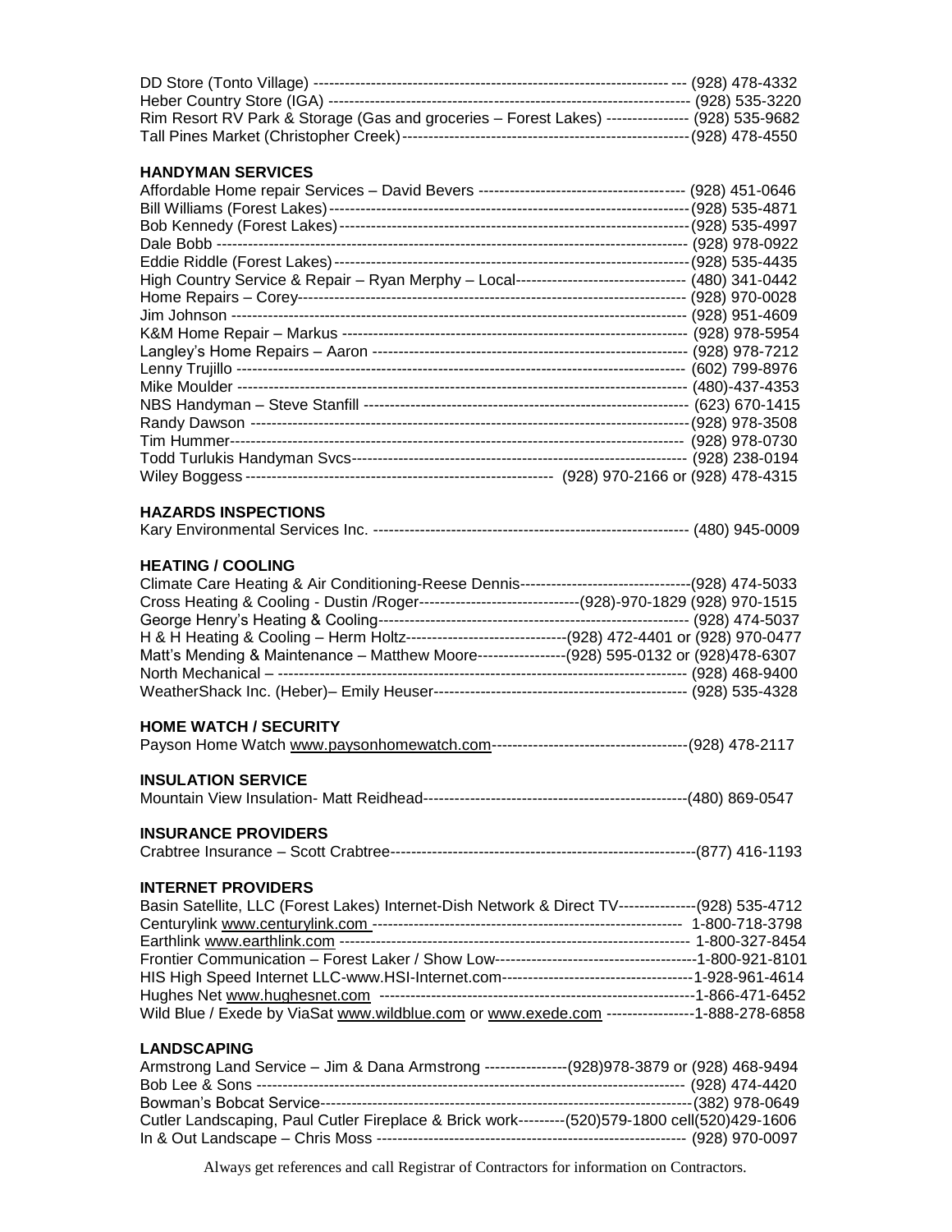DD Store (Tonto Village) ----------------------------------------------------------------------- (928) 478-4332
Heber Country Store (IGA) ----------------------------------------------------------------------- (928) 535-3220
Rim Resort RV Park & Storage (Gas and groceries – Forest Lakes) ---------------- (928) 535-9682
Tall Pines Market (Christopher Creek)-------------------------------------------------------(928) 478-4550

**HANDYMAN SERVICES**

Affordable Home repair Services – David Bevers --------------------------------------- (928) 451-0646
Bill Williams (Forest Lakes)---------------------------------------------------------------------(928) 535-4871
Bob Kennedy (Forest Lakes)-------------------------------------------------------------------(928) 535-4997
Dale Bobb ------------------------------------------------------------------------------------------ (928) 978-0922
Eddie Riddle (Forest Lakes)-------------------------------------------------------------------(928) 535-4435
High Country Service & Repair – Ryan Merphy – Local---------------------------------- (480) 341-0442
Home Repairs – Corey---------------------------------------------------------------------------- (928) 970-0028
Jim Johnson ---------------------------------------------------------------------------------------- (928) 951-4609
K&M Home Repair – Markus ------------------------------------------------------------------ (928) 978-5954
Langley's Home Repairs – Aaron -------------------------------------------------------------- (928) 978-7212
Lenny Trujillo ---------------------------------------------------------------------------------------- (602) 799-8976
Mike Moulder ---------------------------------------------------------------------------------------- (480)-437-4353
NBS Handyman – Steve Stanfill --------------------------------------------------------------- (623) 670-1415
Randy Dawson ---------------------------------------------------------------------------------------(928) 978-3508
Tim Hummer------------------------------------------------------------------------------------------- (928) 978-0730
Todd Turlukis Handyman Svcs---------------------------------------------------------------- (928) 238-0194
Wiley Boggess ----------------------------------------------------------- (928) 970-2166 or (928) 478-4315

**HAZARDS INSPECTIONS**

Kary Environmental Services Inc. ------------------------------------------------------------- (480) 945-0009

**HEATING / COOLING**

Climate Care Heating & Air Conditioning-Reese Dennis---------------------------------(928) 474-5033
Cross Heating & Cooling - Dustin /Roger-------------------------------(928)-970-1829 (928) 970-1515
George Henry's Heating & Cooling------------------------------------------------------------ (928) 474-5037
H & H Heating & Cooling – Herm Holtz------------------------------(928) 472-4401 or (928) 970-0477
Matt's Mending & Maintenance – Matthew Moore-----------------(928) 595-0132 or (928)478-6307
North Mechanical – ------------------------------------------------------------------------------- (928) 468-9400
WeatherShack Inc. (Heber)– Emily Heuser------------------------------------------------- (928) 535-4328

**HOME WATCH / SECURITY**

Payson Home Watch www.paysonhomewatch.com--------------------------------------(928) 478-2117

**INSULATION SERVICE**

Mountain View Insulation- Matt Reidhead---------------------------------------------------(480) 869-0547

**INSURANCE PROVIDERS**

Crabtree Insurance – Scott Crabtree-----------------------------------------------------------(877) 416-1193

**INTERNET PROVIDERS**

Basin Satellite, LLC (Forest Lakes) Internet-Dish Network & Direct TV---------------(928) 535-4712
Centurylink www.centurylink.com ------------------------------------------------------------ 1-800-718-3798
Earthlink www.earthlink.com --------------------------------------------------------------------- 1-800-327-8454
Frontier Communication – Forest Laker / Show Low---------------------------------------1-800-921-8101
HIS High Speed Internet LLC-www.HSI-Internet.com-------------------------------------1-928-961-4614
Hughes Net www.hughesnet.com ------------------------------------------------------------1-866-471-6452
Wild Blue / Exede by ViaSat www.wildblue.com or www.exede.com -----------------1-888-278-6858

**LANDSCAPING**

Armstrong Land Service – Jim & Dana Armstrong ----------------(928)978-3879 or (928) 468-9494
Bob Lee & Sons ------------------------------------------------------------------------------------ (928) 474-4420
Bowman's Bobcat Service----------------------------------------------------------------------(382) 978-0649
Cutler Landscaping, Paul Cutler Fireplace & Brick work---------(520)579-1800 cell(520)429-1606
In & Out Landscape – Chris Moss ------------------------------------------------------------ (928) 970-0097

Always get references and call Registrar of Contractors for information on Contractors.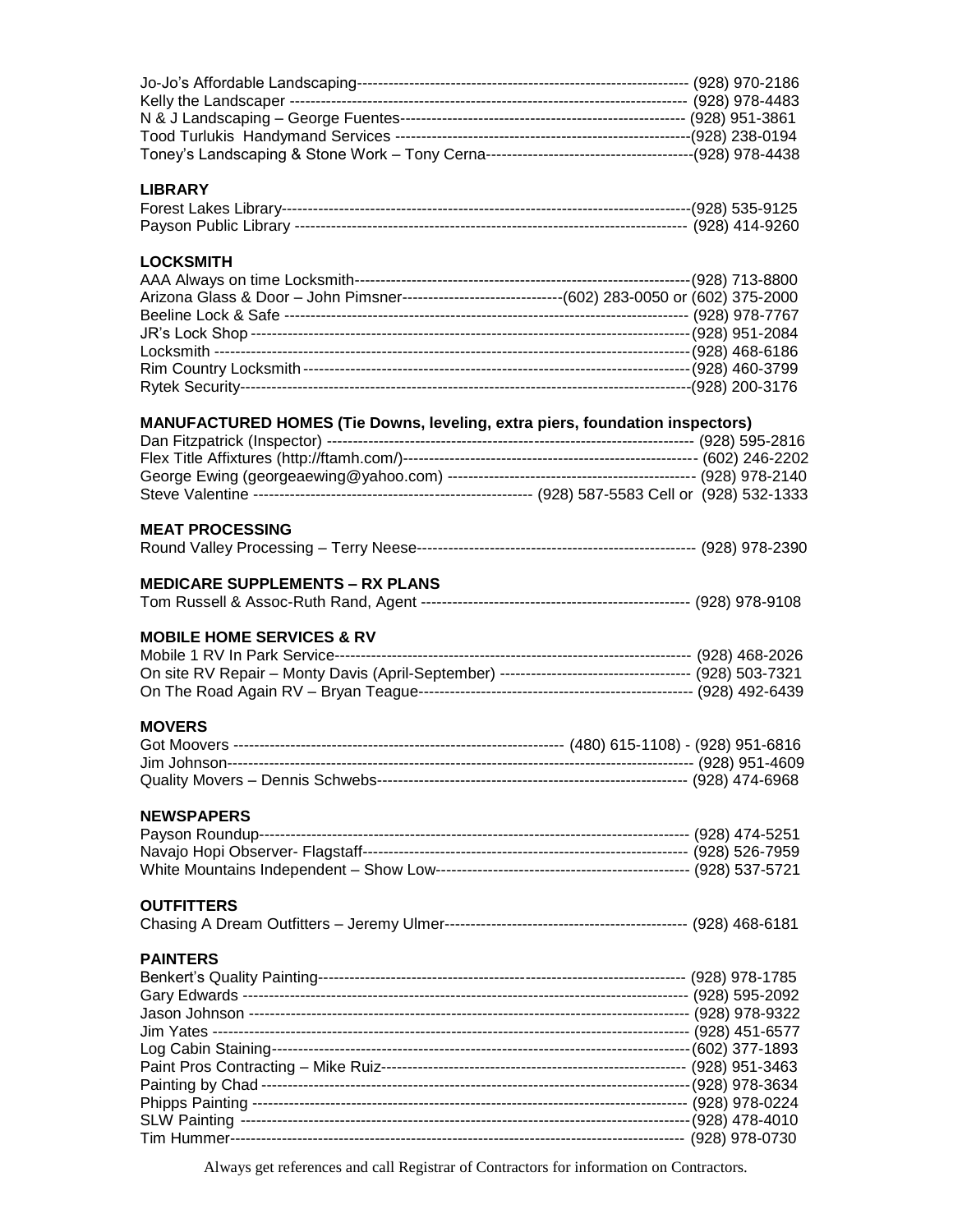Jo-Jo's Affordable Landscaping---------------------------------------------------------------- (928) 970-2186
Kelly the Landscaper -------------------------------------------------------------------------------- (928) 978-4483
N & J Landscaping – George Fuentes----------------------------------------------------------- (928) 951-3861
Tood Turlukis Handymand Services ---------------------------------------------------------(928) 238-0194
Toney's Landscaping & Stone Work – Tony Cerna----------------------------------------(928) 978-4438

**LIBRARY**

Forest Lakes Library--------------------------------------------------------------------------------(928) 535-9125
Payson Public Library ----------------------------------------------------------------------------- (928) 414-9260

**LOCKSMITH**

AAA Always on time Locksmith-----------------------------------------------------------------(928) 713-8800
Arizona Glass & Door – John Pimsner-------------------------------(602) 283-0050 or (602) 375-2000
Beeline Lock & Safe ------------------------------------------------------------------------------- (928) 978-7767
JR's Lock Shop -------------------------------------------------------------------------------------(928) 951-2084
Locksmith --------------------------------------------------------------------------------------------(928) 468-6186
Rim Country Locksmith ----------------------------------------------------------------------------(928) 460-3799
Rytek Security----------------------------------------------------------------------------------------(928) 200-3176

**MANUFACTURED HOMES (Tie Downs, leveling, extra piers, foundation inspectors)**

Dan Fitzpatrick (Inspector) -------------------------------------------------------------------- (928) 595-2816
Flex Title Affixtures (http://ftamh.com/)--------------------------------------------------------- (602) 246-2202
George Ewing (georgeaewing@yahoo.com) ----------------------------------------------- (928) 978-2140
Steve Valentine ------------------------------------------------------ (928) 587-5583 Cell or (928) 532-1333

**MEAT PROCESSING**

Round Valley Processing – Terry Neese------------------------------------------------------ (928) 978-2390

**MEDICARE SUPPLEMENTS – RX PLANS**

Tom Russell & Assoc-Ruth Rand, Agent --------------------------------------------------- (928) 978-9108

**MOBILE HOME SERVICES & RV**

Mobile 1 RV In Park Service--------------------------------------------------------------------- (928) 468-2026
On site RV Repair – Monty Davis (April-September) ------------------------------------ (928) 503-7321
On The Road Again RV – Bryan Teague----------------------------------------------------- (928) 492-6439

**MOVERS**

Got Moovers --------------------------------------------------------------- (480) 615-1108) - (928) 951-6816
Jim Johnson---------------------------------------------------------------------------------------- (928) 951-4609
Quality Movers – Dennis Schwebs------------------------------------------------------------ (928) 474-6968

**NEWSPAPERS**

Payson Roundup------------------------------------------------------------------------------------ (928) 474-5251
Navajo Hopi Observer- Flagstaff--------------------------------------------------------------- (928) 526-7959
White Mountains Independent – Show Low------------------------------------------------- (928) 537-5721

**OUTFITTERS**

Chasing A Dream Outfitters – Jeremy Ulmer----------------------------------------------- (928) 468-6181

**PAINTERS**

Benkert's Quality Painting------------------------------------------------------------------------ (928) 978-1785
Gary Edwards --------------------------------------------------------------------------------------- (928) 595-2092
Jason Johnson ------------------------------------------------------------------------------------- (928) 978-9322
Jim Yates -------------------------------------------------------------------------------------------- (928) 451-6577
Log Cabin Staining---------------------------------------------------------------------------------(602) 377-1893
Paint Pros Contracting – Mike Ruiz----------------------------------------------------------- (928) 951-3463
Painting by Chad -----------------------------------------------------------------------------------(928) 978-3634
Phipps Painting ------------------------------------------------------------------------------------ (928) 978-0224
SLW Painting ---------------------------------------------------------------------------------------(928) 478-4010
Tim Hummer---------------------------------------------------------------------------------------- (928) 978-0730

Always get references and call Registrar of Contractors for information on Contractors.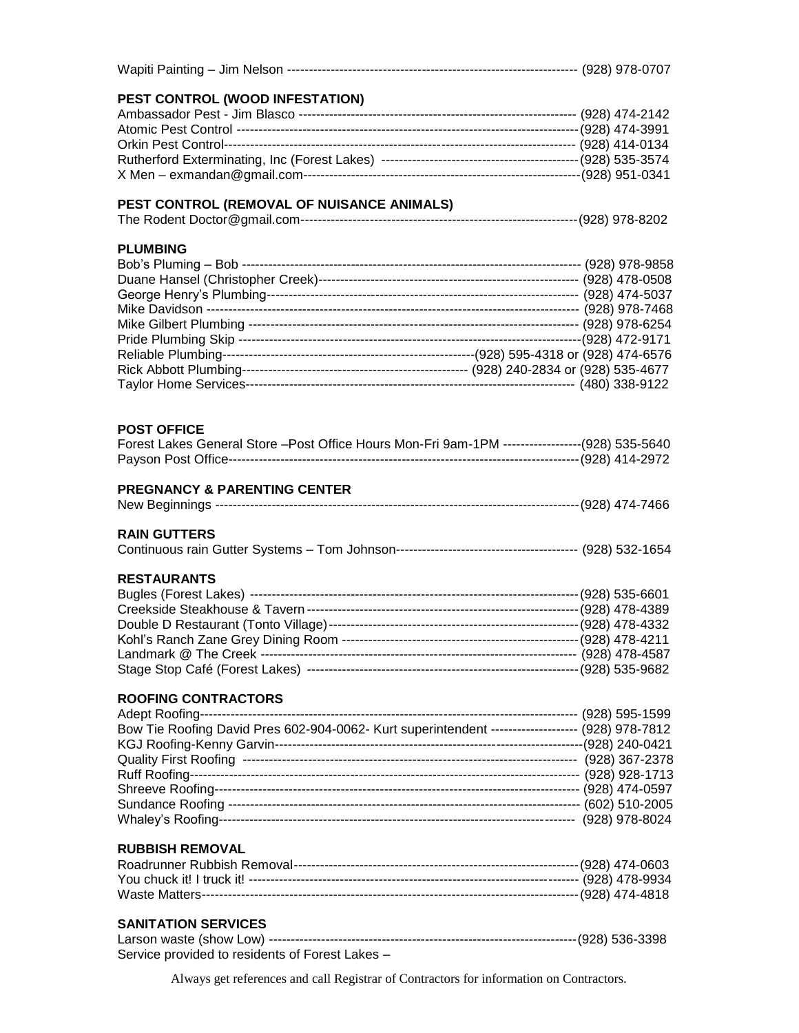Wapiti Painting – Jim Nelson ------------------------------------------------------------------- (928) 978-0707

**PEST CONTROL (WOOD INFESTATION)**

Ambassador Pest - Jim Blasco ----------------------------------------------------------------- (928) 474-2142
Atomic Pest Control -------------------------------------------------------------------------------(928) 474-3991
Orkin Pest Control--------------------------------------------------------------------------------- (928) 414-0134
Rutherford Exterminating, Inc (Forest Lakes) ---------------------------------------------(928) 535-3574
X Men – exmandan@gmail.com--------------------------------------------------------------(928) 951-0341

**PEST CONTROL (REMOVAL OF NUISANCE ANIMALS)**

The Rodent Doctor@gmail.com---------------------------------------------------------------(928) 978-8202

**PLUMBING**

Bob's Pluming – Bob ------------------------------------------------------------------------------ (928) 978-9858
Duane Hansel (Christopher Creek)----------------------------------------------------------- (928) 478-0508
George Henry's Plumbing----------------------------------------------------------------------- (928) 474-5037
Mike Davidson ------------------------------------------------------------------------------------- (928) 978-7468
Mike Gilbert Plumbing --------------------------------------------------------------------------- (928) 978-6254
Pride Plumbing Skip ------------------------------------------------------------------------------(928) 472-9171
Reliable Plumbing----------------------------------------------------------(928) 595-4318 or (928) 474-6576
Rick Abbott Plumbing-------------------------------------------------- (928) 240-2834 or (928) 535-4677
Taylor Home Services---------------------------------------------------------------------------- (480) 338-9122

**POST OFFICE**

Forest Lakes General Store –Post Office Hours Mon-Fri 9am-1PM ------------------(928) 535-5640
Payson Post Office--------------------------------------------------------------------------------(928) 414-2972

**PREGNANCY & PARENTING CENTER**

New Beginnings -----------------------------------------------------------------------------------(928) 474-7466

**RAIN GUTTERS**

Continuous rain Gutter Systems – Tom Johnson----------------------------------------- (928) 532-1654

**RESTAURANTS**

Bugles (Forest Lakes) ---------------------------------------------------------------------------(928) 535-6601
Creekside Steakhouse & Tavern -------------------------------------------------------------(928) 478-4389
Double D Restaurant (Tonto Village)---------------------------------------------------------(928) 478-4332
Kohl's Ranch Zane Grey Dining Room -----------------------------------------------------(928) 478-4211
Landmark @ The Creek ------------------------------------------------------------------------ (928) 478-4587
Stage Stop Café (Forest Lakes) -------------------------------------------------------------(928) 535-9682

**ROOFING CONTRACTORS**

Adept Roofing-------------------------------------------------------------------------------------- (928) 595-1599
Bow Tie Roofing David Pres 602-904-0062- Kurt superintendent -------------------- (928) 978-7812
KGJ Roofing-Kenny Garvin---------------------------------------------------------------------(928) 240-0421
Quality First Roofing ---------------------------------------------------------------------------- (928) 367-2378
Ruff Roofing---------------------------------------------------------------------------------------- (928) 928-1713
Shreeve Roofing---------------------------------------------------------------------------------- (928) 474-0597
Sundance Roofing ------------------------------------------------------------------------------- (602) 510-2005
Whaley's Roofing--------------------------------------------------------------------------------- (928) 978-8024

**RUBBISH REMOVAL**

Roadrunner Rubbish Removal-----------------------------------------------------------------(928) 474-0603
You chuck it! I truck it! ------------------------------------------------------------------------- (928) 478-9934
Waste Matters-------------------------------------------------------------------------------------(928) 474-4818

**SANITATION SERVICES**

Larson waste (show Low) ---------------------------------------------------------------------(928) 536-3398
Service provided to residents of Forest Lakes –

Always get references and call Registrar of Contractors for information on Contractors.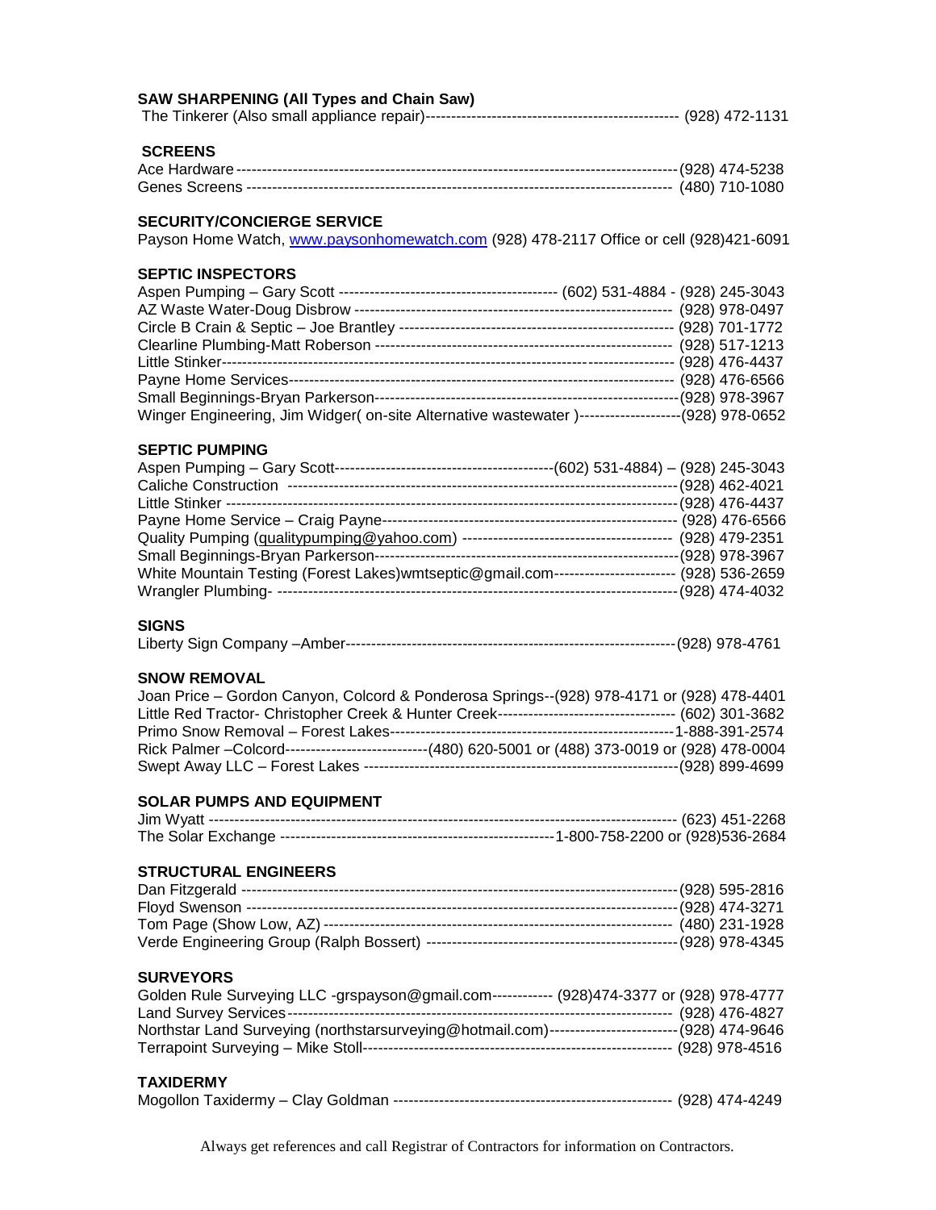**SAW SHARPENING (All Types and Chain Saw)**

The Tinkerer (Also small appliance repair)------------------------------------------------ (928) 472-1131

**SCREENS**

Ace Hardware ------------------------------------------------------------------------------------(928) 474-5238
Genes Screens ---------------------------------------------------------------------------------- (480) 710-1080

**SECURITY/CONCIERGE SERVICE**

Payson Home Watch, www.paysonhomewatch.com (928) 478-2117 Office or cell (928)421-6091

**SEPTIC INSPECTORS**

Aspen Pumping – Gary Scott ------------------------------------------ (602) 531-4884 - (928) 245-3043
AZ Waste Water-Doug Disbrow ------------------------------------------------------------ (928) 978-0497
Circle B Crain & Septic – Joe Brantley ---------------------------------------------------- (928) 701-1772
Clearline Plumbing-Matt Roberson -------------------------------------------------------- (928) 517-1213
Little Stinker------------------------------------------------------------------------------------- (928) 476-4437
Payne Home Services---------------------------------------------------------------------------- (928) 476-6566
Small Beginnings-Bryan Parkerson----------------------------------------------------------(928) 978-3967
Winger Engineering, Jim Widger( on-site Alternative wastewater )--------------------(928) 978-0652

**SEPTIC PUMPING**

Aspen Pumping – Gary Scott------------------------------------------(602) 531-4884) – (928) 245-3043
Caliche Construction ---------------------------------------------------------------------------(928) 462-4021
Little Stinker -------------------------------------------------------------------------------------(928) 476-4437
Payne Home Service – Craig Payne-------------------------------------------------------- (928) 476-6566
Quality Pumping (qualitypumping@yahoo.com) ---------------------------------------- (928) 479-2351
Small Beginnings-Bryan Parkerson----------------------------------------------------------(928) 978-3967
White Mountain Testing (Forest Lakes)wmtseptic@gmail.com----------------------- (928) 536-2659
Wrangler Plumbing- --------------------------------------------------------------------------(928) 474-4032

**SIGNS**

Liberty Sign Company –Amber---------------------------------------------------------------(928) 978-4761

**SNOW REMOVAL**

Joan Price – Gordon Canyon, Colcord & Ponderosa Springs--(928) 978-4171 or (928) 478-4401
Little Red Tractor- Christopher Creek & Hunter Creek---------------------------------- (602) 301-3682
Primo Snow Removal – Forest Lakes-------------------------------------------------------1-888-391-2574
Rick Palmer –Colcord--------------------------(480) 620-5001 or (488) 373-0019 or (928) 478-0004
Swept Away LLC – Forest Lakes ------------------------------------------------------------(928) 899-4699

**SOLAR PUMPS AND EQUIPMENT**

Jim Wyatt ------------------------------------------------------------------------------------------ (623) 451-2268
The Solar Exchange ----------------------------------------------------1-800-758-2200 or (928)536-2684

**STRUCTURAL ENGINEERS**

Dan Fitzgerald ----------------------------------------------------------------------------------(928) 595-2816
Floyd Swenson ---------------------------------------------------------------------------------(928) 474-3271
Tom Page (Show Low, AZ) ------------------------------------------------------------------ (480) 231-1928
Verde Engineering Group (Ralph Bossert) -----------------------------------------------(928) 978-4345

**SURVEYORS**

Golden Rule Surveying LLC -grspayson@gmail.com------------ (928)474-3377 or (928) 978-4777
Land Survey Services-------------------------------------------------------------------------- (928) 476-4827
Northstar Land Surveying (northstarsurveying@hotmail.com)------------------------(928) 474-9646
Terrapoint Surveying – Mike Stoll----------------------------------------------------------- (928) 978-4516

**TAXIDERMY**

Mogollon Taxidermy – Clay Goldman ----------------------------------------------------- (928) 474-4249

Always get references and call Registrar of Contractors for information on Contractors.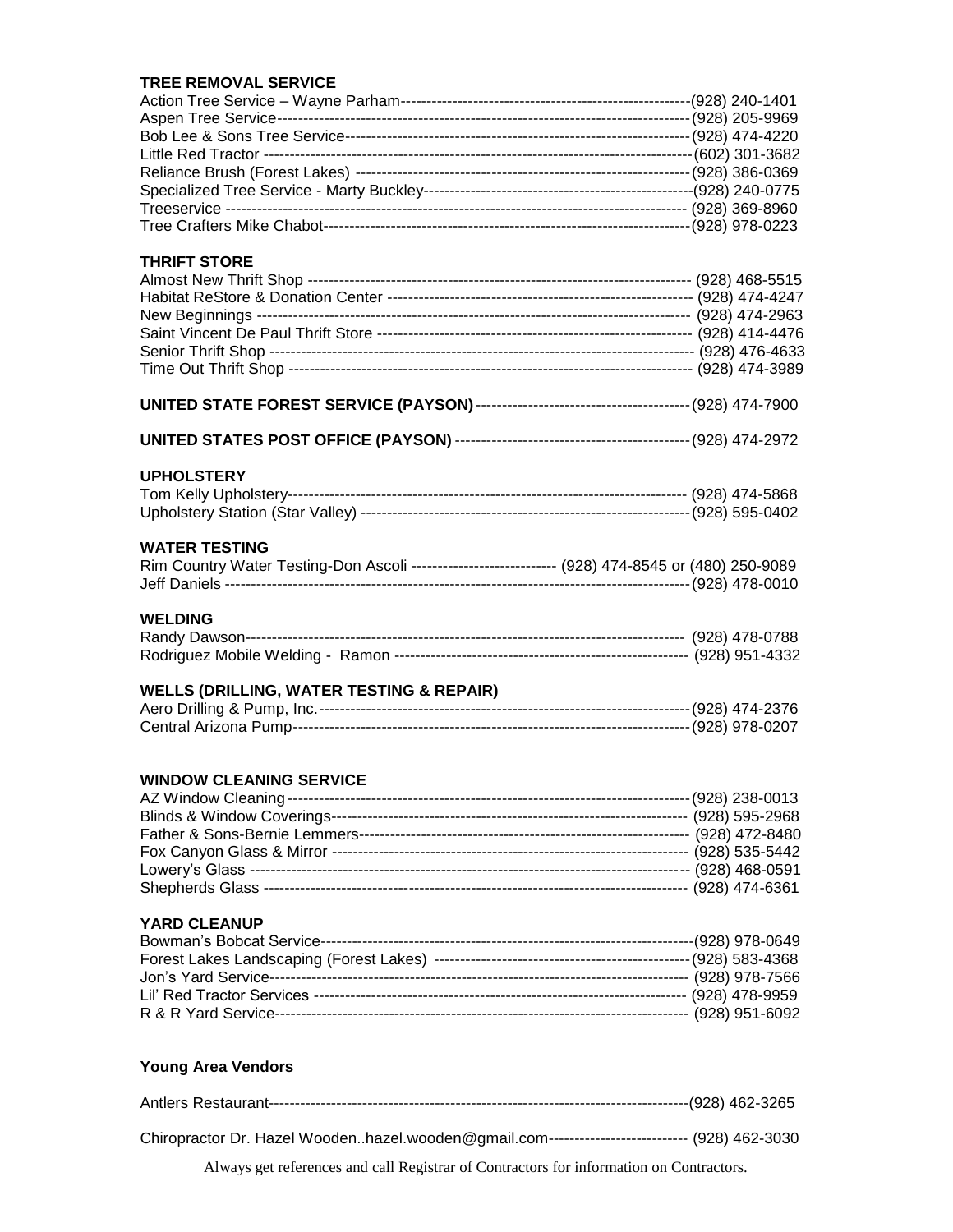### TREE REMOVAL SERVICE

Action Tree Service – Wayne Parham---------------------------------------------------------(928) 240-1401
Aspen Tree Service---------------------------------------------------------------------------------(928) 205-9969
Bob Lee & Sons Tree Service------------------------------------------------------------------(928) 474-4220
Little Red Tractor -----------------------------------------------------------------------------------(602) 301-3682
Reliance Brush (Forest Lakes) ----------------------------------------------------------------(928) 386-0369
Specialized Tree Service - Marty Buckley-----------------------------------------------------(928) 240-0775
Treeservice ---------------------------------------------------------------------------------------- (928) 369-8960
Tree Crafters Mike Chabot-----------------------------------------------------------------------(928) 978-0223

### THRIFT STORE

Almost New Thrift Shop ------------------------------------------------------------------------- (928) 468-5515
Habitat ReStore & Donation Center ---------------------------------------------------------- (928) 474-4247
New Beginnings ---------------------------------------------------------------------------------- (928) 474-2963
Saint Vincent De Paul Thrift Store ------------------------------------------------------------ (928) 414-4476
Senior Thrift Shop -------------------------------------------------------------------------------- (928) 476-4633
Time Out Thrift Shop ---------------------------------------------------------------------------- (928) 474-3989

**UNITED STATE FOREST SERVICE (PAYSON)**-----------------------------------------(928) 474-7900

**UNITED STATES POST OFFICE (PAYSON)** ---------------------------------------------(928) 474-2972

### UPHOLSTERY

Tom Kelly Upholstery----------------------------------------------------------------------------- (928) 474-5868
Upholstery Station (Star Valley) ---------------------------------------------------------------(928) 595-0402

### WATER TESTING

Rim Country Water Testing-Don Ascoli --------------------------- (928) 474-8545 or (480) 250-9089
Jeff Daniels ------------------------------------------------------------------------------------------(928) 478-0010

### WELDING

Randy Dawson--------------------------------------------------------------------------------- (928) 478-0788
Rodriguez Mobile Welding - Ramon ---------------------------------------------------------- (928) 951-4332

### WELLS (DRILLING, WATER TESTING & REPAIR)

Aero Drilling & Pump, Inc.-----------------------------------------------------------------------(928) 474-2376
Central Arizona Pump----------------------------------------------------------------------------(928) 978-0207

### WINDOW CLEANING SERVICE

AZ Window Cleaning-----------------------------------------------------------------------------(928) 238-0013
Blinds & Window Coverings--------------------------------------------------------------------- (928) 595-2968
Father & Sons-Bernie Lemmers---------------------------------------------------------------- (928) 472-8480
Fox Canyon Glass & Mirror -------------------------------------------------------------------- (928) 535-5442
Lowery's Glass ------------------------------------------------------------------------------------ (928) 468-0591
Shepherds Glass ---------------------------------------------------------------------------------- (928) 474-6361

### YARD CLEANUP

Bowman's Bobcat Service-----------------------------------------------------------------------(928) 978-0649
Forest Lakes Landscaping (Forest Lakes) ------------------------------------------------(928) 583-4368
Jon's Yard Service-------------------------------------------------------------------------------- (928) 978-7566
Lil' Red Tractor Services ----------------------------------------------------------------------- (928) 478-9959
R & R Yard Service------------------------------------------------------------------------------- (928) 951-6092

### Young Area Vendors

Antlers Restaurant---------------------------------------------------------------------------------(928) 462-3265

Chiropractor Dr. Hazel Wooden..hazel.wooden@gmail.com--------------------------- (928) 462-3030

Always get references and call Registrar of Contractors for information on Contractors.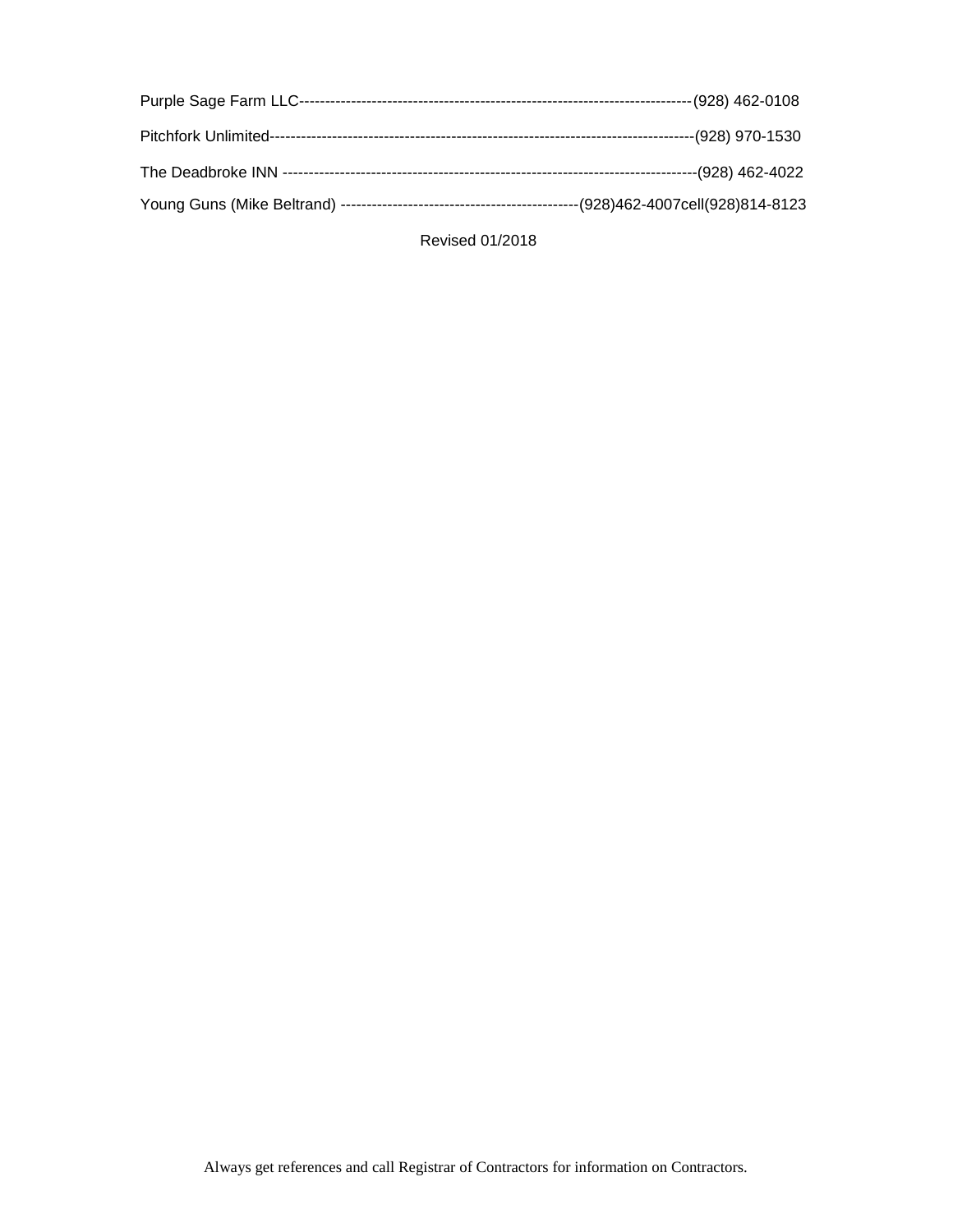Purple Sage Farm LLC-----------------------------------------------------------------------------(928) 462-0108

Pitchfork Unlimited----------------------------------------------------------------------------------(928) 970-1530

The Deadbroke INN --------------------------------------------------------------------------------(928) 462-4022

Young Guns (Mike Beltrand) ----------------------------------------------(928)462-4007cell(928)814-8123

Revised 01/2018

Always get references and call Registrar of Contractors for information on Contractors.